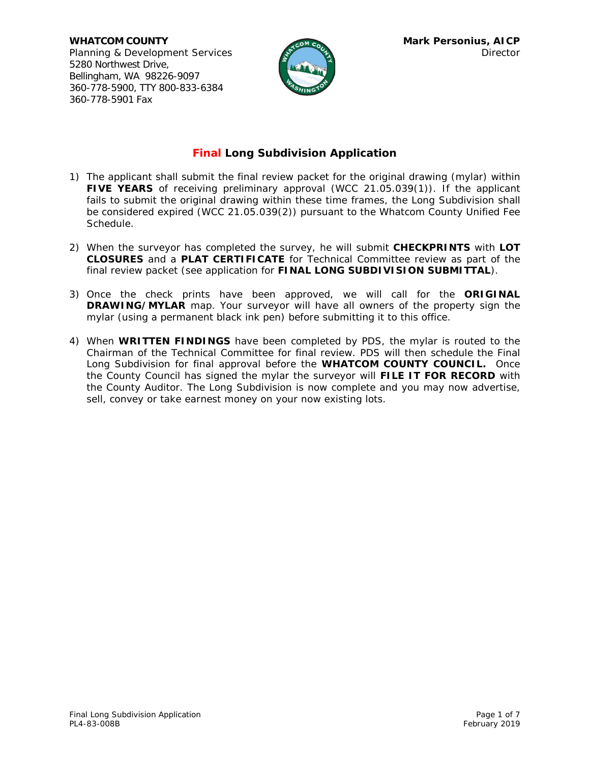**WHATCOM COUNTY**
Planning & Development Services
5280 Northwest Drive,
Bellingham, WA 98226-9097
360-778-5900, TTY 800-833-6384
360-778-5901 Fax

**Mark Personius, AICP**
Director

# Final Long Subdivision Application

1) The applicant shall submit the final review packet for the original drawing (mylar) within **FIVE YEARS** of receiving preliminary approval (WCC 21.05.039(1)). If the applicant fails to submit the original drawing within these time frames, the Long Subdivision shall be considered expired (WCC 21.05.039(2)) pursuant to the Whatcom County Unified Fee Schedule.

2) When the surveyor has completed the survey, he will submit **CHECKPRINTS** with **LOT CLOSURES** and a **PLAT CERTIFICATE** for Technical Committee review as part of the final review packet (see application for **FINAL LONG SUBDIVISION SUBMITTAL**).

3) Once the check prints have been approved, we will call for the **ORIGINAL DRAWING/MYLAR** map. Your surveyor will have all owners of the property sign the mylar (using a permanent black ink pen) before submitting it to this office.

4) When **WRITTEN FINDINGS** have been completed by PDS, the mylar is routed to the Chairman of the Technical Committee for final review. PDS will then schedule the Final Long Subdivision for final approval before the **WHATCOM COUNTY COUNCIL.** Once the County Council has signed the mylar the surveyor will **FILE IT FOR RECORD** with the County Auditor. The Long Subdivision is now complete and you may now advertise, sell, convey or take earnest money on your now existing lots.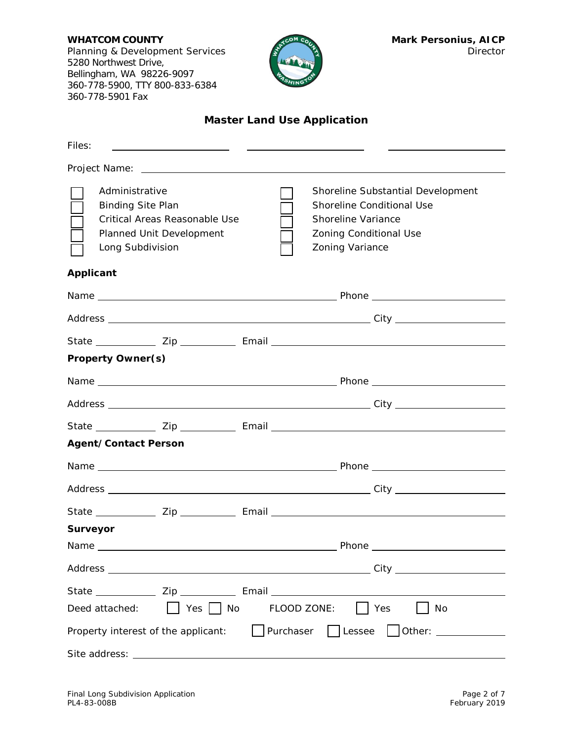**WHATCOM COUNTY**
Planning & Development Services
5280 Northwest Drive,
Bellingham, WA 98226-9097
360-778-5900, TTY 800-833-6384
360-778-5901 Fax

**Mark Personius, AICP**
Director

# Master Land Use Application

Files: ____________________ ____________________ ____________________

Project Name: ____________________________________________

- ☐ Administrative
- ☐ Binding Site Plan
- ☐ Critical Areas Reasonable Use
- ☐ Planned Unit Development
- ☐ Long Subdivision
- ☐ Shoreline Substantial Development
- ☐ Shoreline Conditional Use
- ☐ Shoreline Variance
- ☐ Zoning Conditional Use
- ☐ Zoning Variance

**Applicant**

Name ________________________________ Phone ____________________

Address ________________________________ City ____________________

State __________ Zip __________ Email ________________________________

**Property Owner(s)**

Name ________________________________ Phone ____________________

Address ________________________________ City ____________________

State __________ Zip __________ Email ________________________________

**Agent/Contact Person**

Name ________________________________ Phone ____________________

Address ________________________________ City ____________________

State __________ Zip __________ Email ________________________________

**Surveyor**

Name ________________________________ Phone ____________________

Address ________________________________ City ____________________

State __________ Zip __________ Email ________________________________

Deed attached: ☐ Yes ☐ No FLOOD ZONE: ☐ Yes ☐ No

Property interest of the applicant: ☐ Purchaser ☐ Lessee ☐ Other: __________

Site address: ____________________________________________

Final Long Subdivision Application
PL4-83-008B
February 2019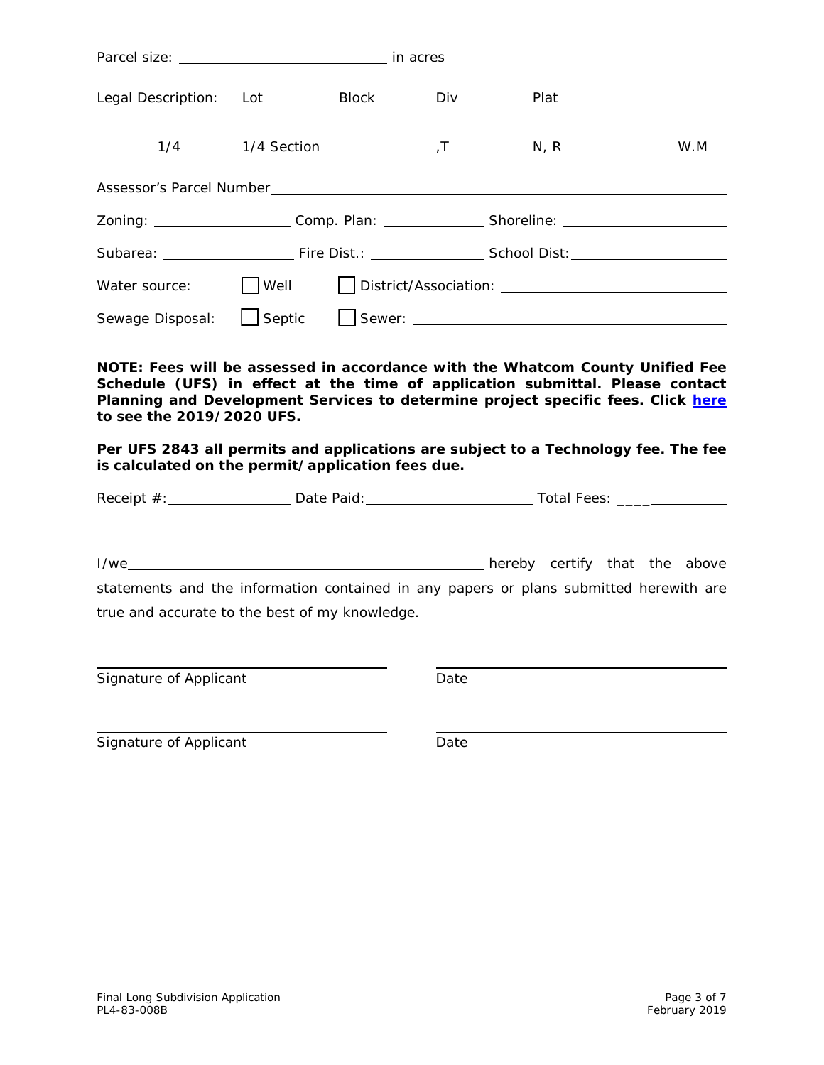Parcel size: ______________________________ in acres

Legal Description: Lot __________Block ________Div __________Plat ______________________

________1/4________1/4 Section _______________,T ___________N, R________________W.M

Assessor's Parcel Number_______________________________________________________________

Zoning: ___________________ Comp. Plan: ______________ Shoreline: ______________________

Subarea: __________________ Fire Dist.: ________________ School Dist:_____________________

Water source: ☐ Well ☐ District/Association: _______________________________

Sewage Disposal: ☐ Septic ☐ Sewer: ___________________________________________

**NOTE: Fees will be assessed in accordance with the Whatcom County Unified Fee Schedule (UFS) in effect at the time of application submittal. Please contact Planning and Development Services to determine project specific fees. Click here to see the 2019/2020 UFS.**

**Per UFS 2843 all permits and applications are subject to a Technology fee. The fee is calculated on the permit/application fees due.**

Receipt #:_________________ Date Paid:_______________________ Total Fees: ____________

I/we__________________________________________________ hereby certify that the above statements and the information contained in any papers or plans submitted herewith are true and accurate to the best of my knowledge.

_____________________________________ _____________________________________
Signature of Applicant Date

_____________________________________ _____________________________________
Signature of Applicant Date

Final Long Subdivision Application
PL4-83-008B
February 2019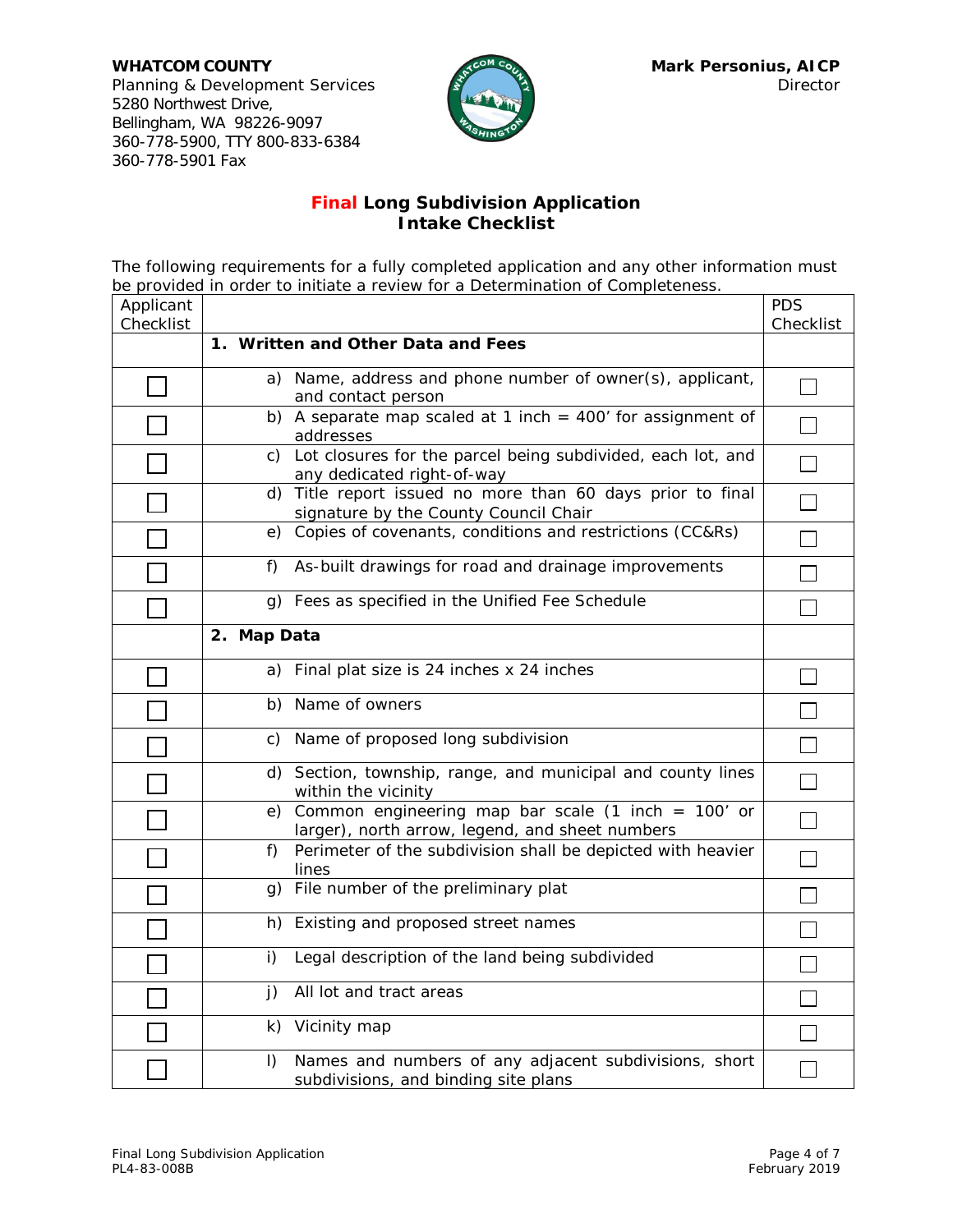**WHATCOM COUNTY**
Planning & Development Services
5280 Northwest Drive,
Bellingham, WA 98226-9097
360-778-5900, TTY 800-833-6384
360-778-5901 Fax

**Mark Personius, AICP**
Director

## Final Long Subdivision Application
## Intake Checklist

The following requirements for a fully completed application and any other information must be provided in order to initiate a review for a Determination of Completeness.

| Applicant Checklist | | PDS Checklist |
|---|---|---|
| | **1. Written and Other Data and Fees** | |
| ☐ | a) Name, address and phone number of owner(s), applicant, and contact person | ☐ |
| ☐ | b) A separate map scaled at 1 inch = 400' for assignment of addresses | ☐ |
| ☐ | c) Lot closures for the parcel being subdivided, each lot, and any dedicated right-of-way | ☐ |
| ☐ | d) Title report issued no more than 60 days prior to final signature by the County Council Chair | ☐ |
| ☐ | e) Copies of covenants, conditions and restrictions (CC&Rs) | ☐ |
| ☐ | f) As-built drawings for road and drainage improvements | ☐ |
| ☐ | g) Fees as specified in the Unified Fee Schedule | ☐ |
| | **2. Map Data** | |
| ☐ | a) Final plat size is 24 inches x 24 inches | ☐ |
| ☐ | b) Name of owners | ☐ |
| ☐ | c) Name of proposed long subdivision | ☐ |
| ☐ | d) Section, township, range, and municipal and county lines within the vicinity | ☐ |
| ☐ | e) Common engineering map bar scale (1 inch = 100' or larger), north arrow, legend, and sheet numbers | ☐ |
| ☐ | f) Perimeter of the subdivision shall be depicted with heavier lines | ☐ |
| ☐ | g) File number of the preliminary plat | ☐ |
| ☐ | h) Existing and proposed street names | ☐ |
| ☐ | i) Legal description of the land being subdivided | ☐ |
| ☐ | j) All lot and tract areas | ☐ |
| ☐ | k) Vicinity map | ☐ |
| ☐ | l) Names and numbers of any adjacent subdivisions, short subdivisions, and binding site plans | ☐ |

Final Long Subdivision Application
PL4-83-008B
February 2019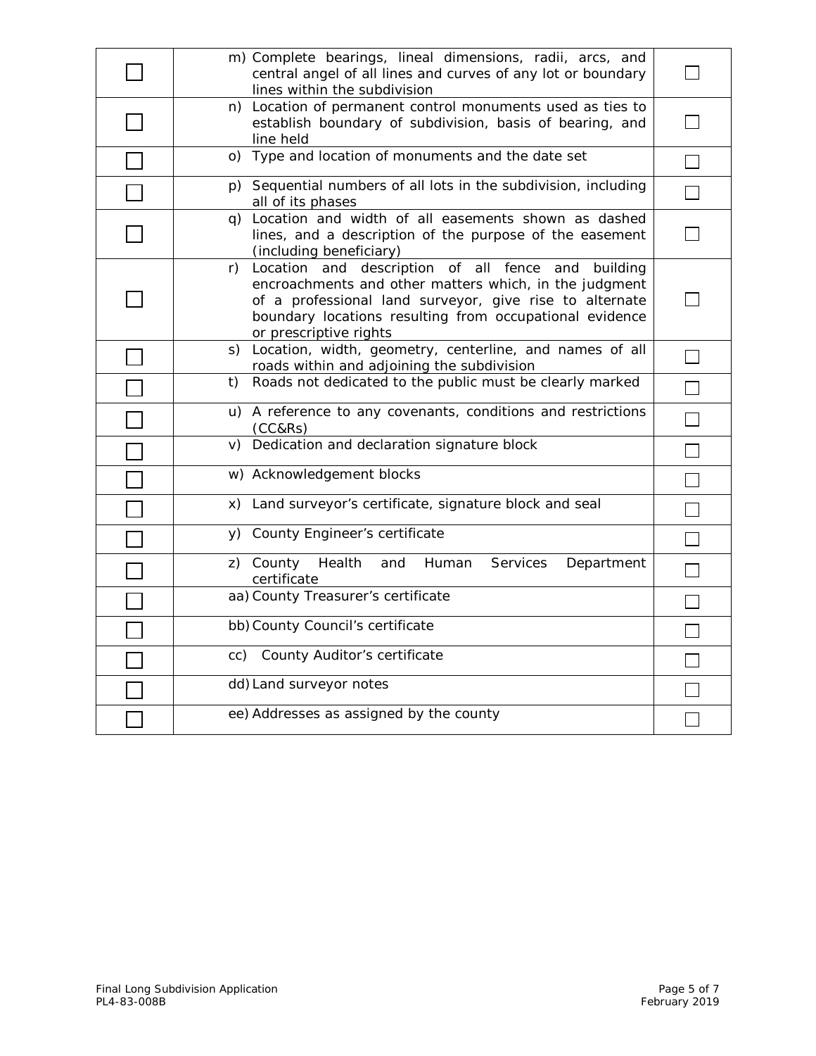| | | |
|---|---|---|
| ☐ | m) Complete bearings, lineal dimensions, radii, arcs, and central angel of all lines and curves of any lot or boundary lines within the subdivision | ☐ |
| ☐ | n) Location of permanent control monuments used as ties to establish boundary of subdivision, basis of bearing, and line held | ☐ |
| ☐ | o) Type and location of monuments and the date set | ☐ |
| ☐ | p) Sequential numbers of all lots in the subdivision, including all of its phases | ☐ |
| ☐ | q) Location and width of all easements shown as dashed lines, and a description of the purpose of the easement (including beneficiary) | ☐ |
| ☐ | r) Location and description of all fence and building encroachments and other matters which, in the judgment of a professional land surveyor, give rise to alternate boundary locations resulting from occupational evidence or prescriptive rights | ☐ |
| ☐ | s) Location, width, geometry, centerline, and names of all roads within and adjoining the subdivision | ☐ |
| ☐ | t) Roads not dedicated to the public must be clearly marked | ☐ |
| ☐ | u) A reference to any covenants, conditions and restrictions (CC&Rs) | ☐ |
| ☐ | v) Dedication and declaration signature block | ☐ |
| ☐ | w) Acknowledgement blocks | ☐ |
| ☐ | x) Land surveyor's certificate, signature block and seal | ☐ |
| ☐ | y) County Engineer's certificate | ☐ |
| ☐ | z) County Health and Human Services Department certificate | ☐ |
| ☐ | aa) County Treasurer's certificate | ☐ |
| ☐ | bb) County Council's certificate | ☐ |
| ☐ | cc) County Auditor's certificate | ☐ |
| ☐ | dd) Land surveyor notes | ☐ |
| ☐ | ee) Addresses as assigned by the county | ☐ |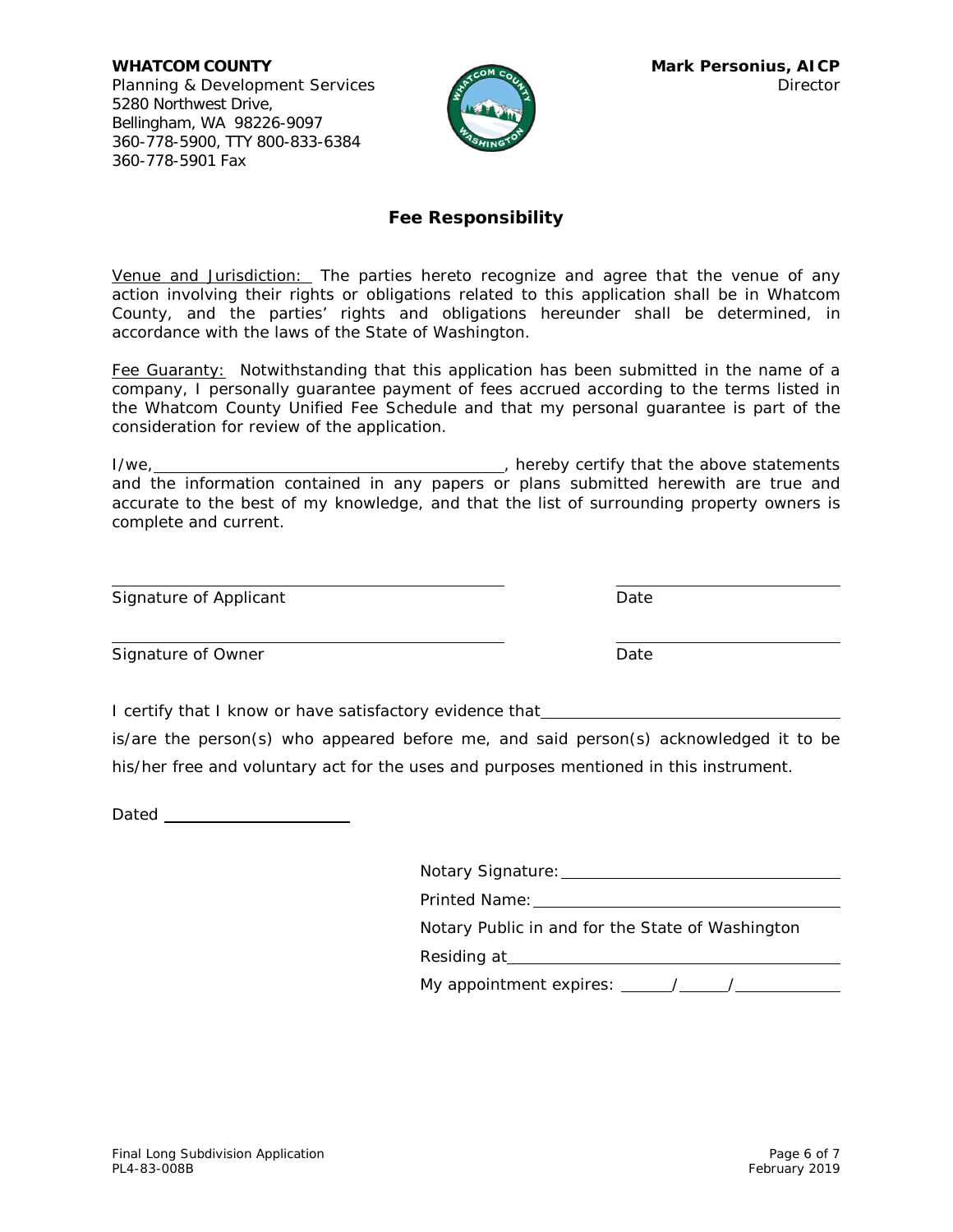**WHATCOM COUNTY**
Planning & Development Services
5280 Northwest Drive,
Bellingham, WA 98226-9097
360-778-5900, TTY 800-833-6384
360-778-5901 Fax

**Mark Personius, AICP**
Director

## Fee Responsibility

Venue and Jurisdiction: The parties hereto recognize and agree that the venue of any action involving their rights or obligations related to this application shall be in Whatcom County, and the parties' rights and obligations hereunder shall be determined, in accordance with the laws of the State of Washington.

Fee Guaranty: Notwithstanding that this application has been submitted in the name of a company, I personally guarantee payment of fees accrued according to the terms listed in the Whatcom County Unified Fee Schedule and that my personal guarantee is part of the consideration for review of the application.

I/we, ________________________________________, hereby certify that the above statements and the information contained in any papers or plans submitted herewith are true and accurate to the best of my knowledge, and that the list of surrounding property owners is complete and current.

______________________________________________ ________________________
Signature of Applicant Date

______________________________________________ ________________________
Signature of Owner Date

I certify that I know or have satisfactory evidence that________________________________

is/are the person(s) who appeared before me, and said person(s) acknowledged it to be his/her free and voluntary act for the uses and purposes mentioned in this instrument.

Dated ______________________

Notary Signature: ________________________________

Printed Name: ________________________________

Notary Public in and for the State of Washington

Residing at ________________________________

My appointment expires: ______/______/____________

Final Long Subdivision Application
PL4-83-008B
February 2019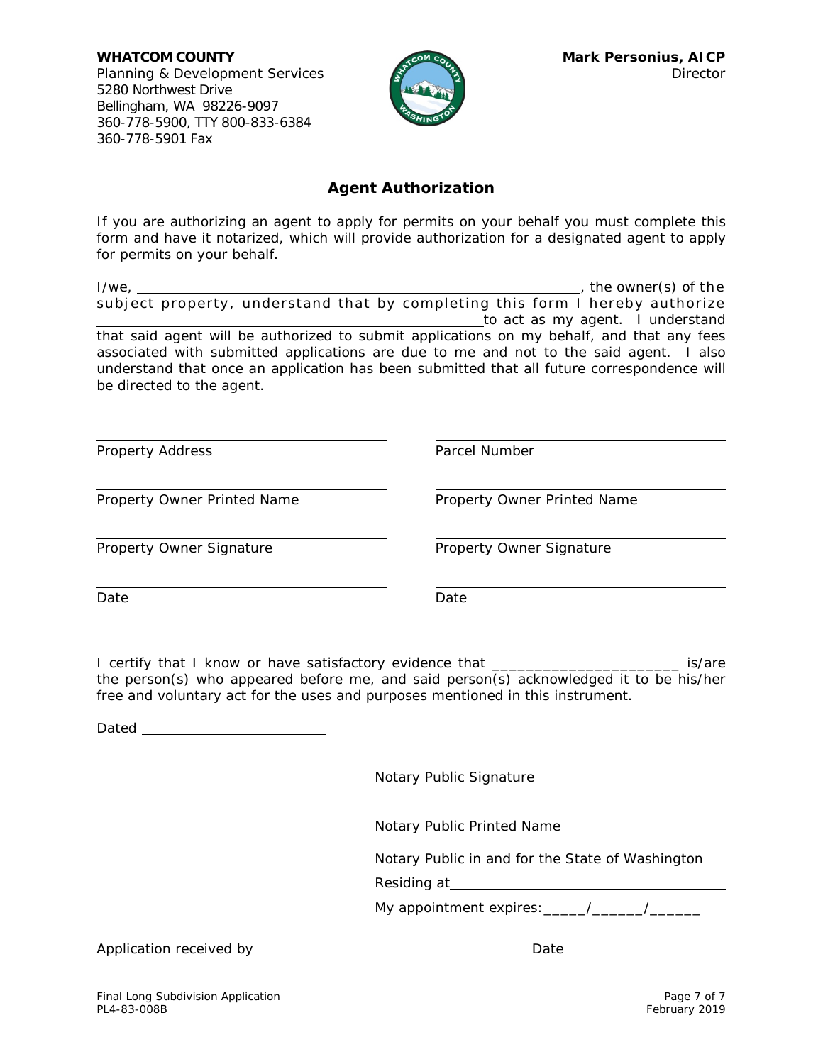**WHATCOM COUNTY**
Planning & Development Services
5280 Northwest Drive
Bellingham, WA 98226-9097
360-778-5900, TTY 800-833-6384
360-778-5901 Fax

**Mark Personius, AICP**
Director

## Agent Authorization

If you are authorizing an agent to apply for permits on your behalf you must complete this form and have it notarized, which will provide authorization for a designated agent to apply for permits on your behalf.

I/we, ______________________________________________, the owner(s) of the subject property, understand that by completing this form I hereby authorize ______________________________________________ to act as my agent. I understand that said agent will be authorized to submit applications on my behalf, and that any fees associated with submitted applications are due to me and not to the said agent. I also understand that once an application has been submitted that all future correspondence will be directed to the agent.

| | |
|---|---|
| Property Address | Parcel Number |
| Property Owner Printed Name | Property Owner Printed Name |
| Property Owner Signature | Property Owner Signature |
| Date | Date |

I certify that I know or have satisfactory evidence that ______________________ is/are the person(s) who appeared before me, and said person(s) acknowledged it to be his/her free and voluntary act for the uses and purposes mentioned in this instrument.

Dated ________________________

______________________________
Notary Public Signature

______________________________
Notary Public Printed Name

Notary Public in and for the State of Washington

Residing at______________________________

My appointment expires:_____/______/______

Application received by ______________________________ Date____________________

Final Long Subdivision Application
PL4-83-008B

February 2019